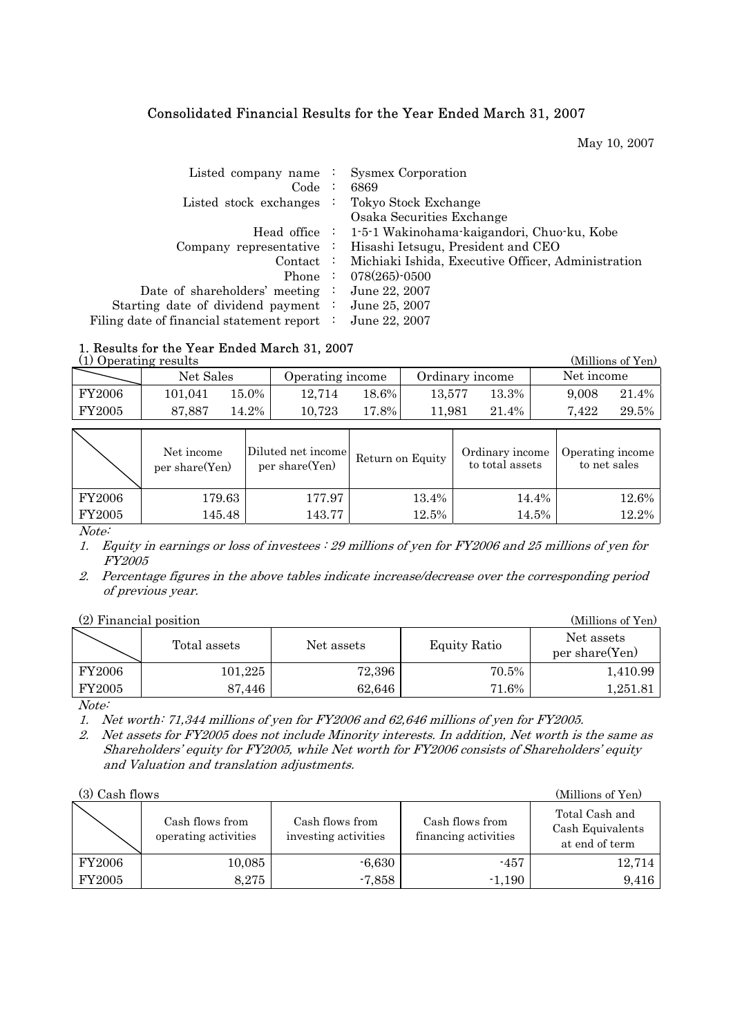# Consolidated Financial Results for the Year Ended March 31, 2007

May 10, 2007

| | | |
|---|---|---|
| Listed company name | : | Sysmex Corporation |
| Code | : | 6869 |
| Listed stock exchanges | : | Tokyo Stock Exchange<br>Osaka Securities Exchange |
| Head office | : | 1-5-1 Wakinohama-kaigandori, Chuo-ku, Kobe |
| Company representative | : | Hisashi Ietsugu, President and CEO |
| Contact | : | Michiaki Ishida, Executive Officer, Administration |
| Phone | : | 078(265)-0500 |
| Date of shareholders' meeting | : | June 22, 2007 |
| Starting date of dividend payment | : | June 25, 2007 |
| Filing date of financial statement report | : | June 22, 2007 |

## 1. Results for the Year Ended March 31, 2007

(1) Operating results (Millions of Yen)

| | Net Sales | | Operating income | | Ordinary income | | Net income | |
|---|---|---|---|---|---|---|---|---|
| FY2006 | 101,041 | 15.0% | 12,714 | 18.6% | 13,577 | 13.3% | 9,008 | 21.4% |
| FY2005 | 87,887 | 14.2% | 10,723 | 17.8% | 11,981 | 21.4% | 7,422 | 29.5% |

| | Net income per share(Yen) | Diluted net income per share(Yen) | Return on Equity | Ordinary income to total assets | Operating income to net sales |
|---|---|---|---|---|---|
| FY2006 | 179.63 | 177.97 | 13.4% | 14.4% | 12.6% |
| FY2005 | 145.48 | 143.77 | 12.5% | 14.5% | 12.2% |

*Note:*

1. *Equity in earnings or loss of investees : 29 millions of yen for FY2006 and 25 millions of yen for FY2005*
2. *Percentage figures in the above tables indicate increase/decrease over the corresponding period of previous year.*

(2) Financial position (Millions of Yen)

| | Total assets | Net assets | Equity Ratio | Net assets per share(Yen) |
|---|---|---|---|---|
| FY2006 | 101,225 | 72,396 | 70.5% | 1,410.99 |
| FY2005 | 87,446 | 62,646 | 71.6% | 1,251.81 |

*Note:*

1. *Net worth: 71,344 millions of yen for FY2006 and 62,646 millions of yen for FY2005.*
2. *Net assets for FY2005 does not include Minority interests. In addition, Net worth is the same as Shareholders' equity for FY2005, while Net worth for FY2006 consists of Shareholders' equity and Valuation and translation adjustments.*

(3) Cash flows (Millions of Yen)

| | Cash flows from operating activities | Cash flows from investing activities | Cash flows from financing activities | Total Cash and Cash Equivalents at end of term |
|---|---|---|---|---|
| FY2006 | 10,085 | -6,630 | -457 | 12,714 |
| FY2005 | 8,275 | -7,858 | -1,190 | 9,416 |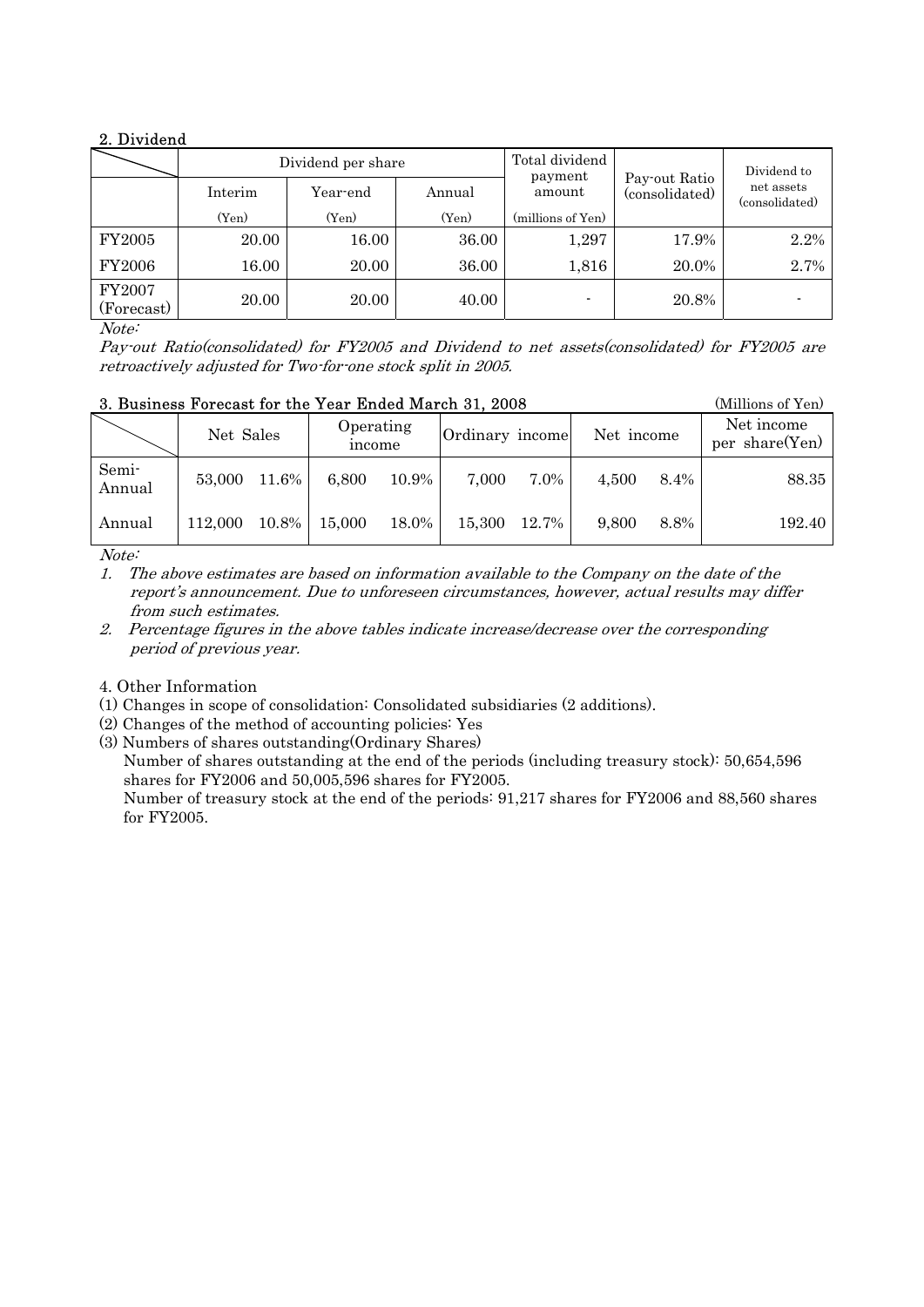## 2. Dividend

| | Dividend per share | | | Total dividend payment amount | Pay-out Ratio (consolidated) | Dividend to net assets (consolidated) |
|---|---|---|---|---|---|---|
| | Interim | Year-end | Annual | | | |
| | (Yen) | (Yen) | (Yen) | (millions of Yen) | | |
| FY2005 | 20.00 | 16.00 | 36.00 | 1,297 | 17.9% | 2.2% |
| FY2006 | 16.00 | 20.00 | 36.00 | 1,816 | 20.0% | 2.7% |
| FY2007 (Forecast) | 20.00 | 20.00 | 40.00 | - | 20.8% | - |

*Note:*

*Pay-out Ratio(consolidated) for FY2005 and Dividend to net assets(consolidated) for FY2005 are retroactively adjusted for Two-for-one stock split in 2005.*

## 3. Business Forecast for the Year Ended March 31, 2008

(Millions of Yen)

| | Net Sales | | Operating income | | Ordinary income | | Net income | | Net income per share(Yen) |
|---|---|---|---|---|---|---|---|---|---|
| Semi-Annual | 53,000 | 11.6% | 6,800 | 10.9% | 7,000 | 7.0% | 4,500 | 8.4% | 88.35 |
| Annual | 112,000 | 10.8% | 15,000 | 18.0% | 15,300 | 12.7% | 9,800 | 8.8% | 192.40 |

*Note:*

1. *The above estimates are based on information available to the Company on the date of the report's announcement. Due to unforeseen circumstances, however, actual results may differ from such estimates.*
2. *Percentage figures in the above tables indicate increase/decrease over the corresponding period of previous year.*

4. Other Information

(1) Changes in scope of consolidation: Consolidated subsidiaries (2 additions).

(2) Changes of the method of accounting policies: Yes

(3) Numbers of shares outstanding(Ordinary Shares)

Number of shares outstanding at the end of the periods (including treasury stock): 50,654,596 shares for FY2006 and 50,005,596 shares for FY2005.

Number of treasury stock at the end of the periods: 91,217 shares for FY2006 and 88,560 shares for FY2005.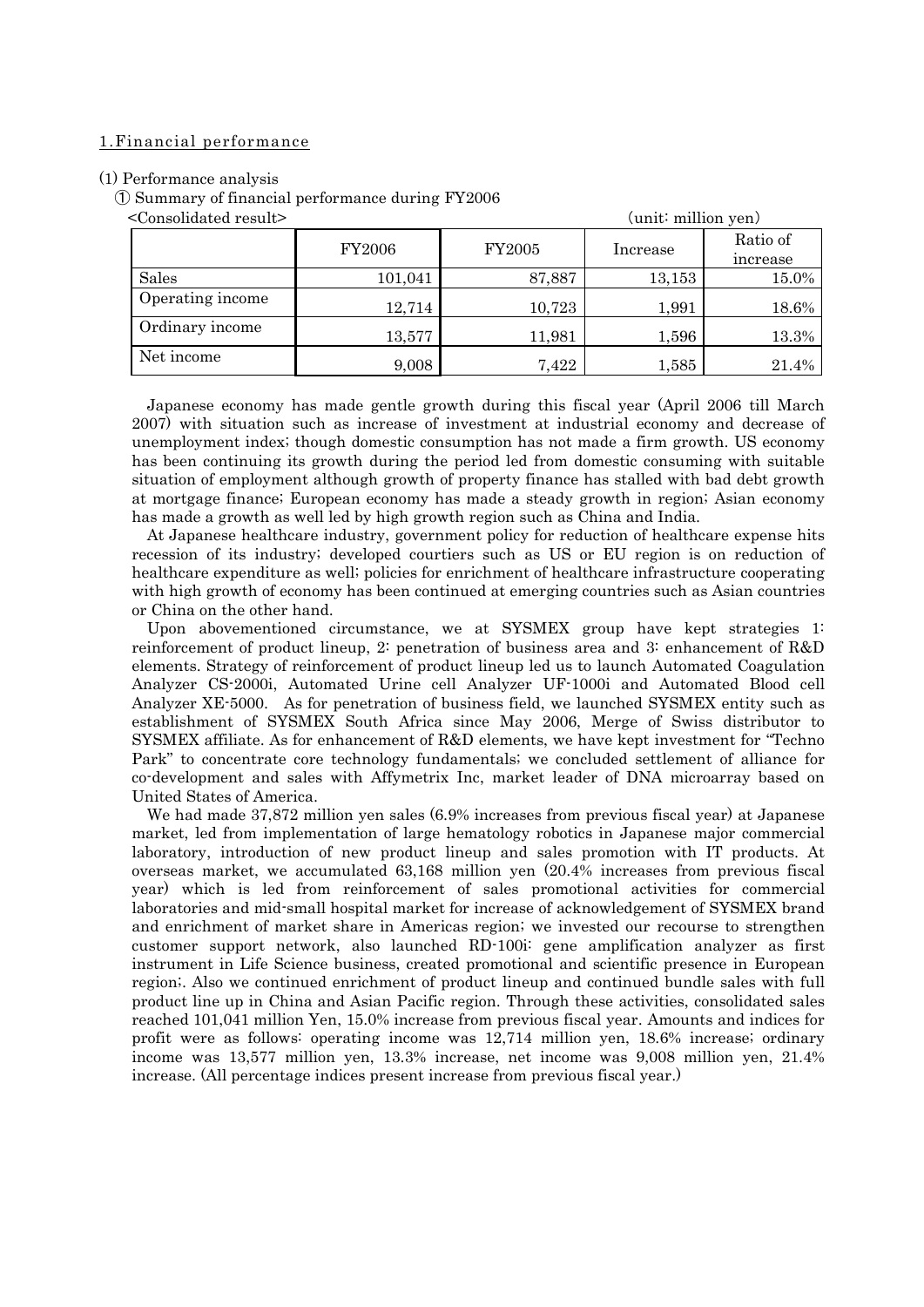## 1.Financial performance

(1) Performance analysis

① Summary of financial performance during FY2006

<Consolidated result> (unit: million yen)

| | FY2006 | FY2005 | Increase | Ratio of increase |
|---|---|---|---|---|
| Sales | 101,041 | 87,887 | 13,153 | 15.0% |
| Operating income | 12,714 | 10,723 | 1,991 | 18.6% |
| Ordinary income | 13,577 | 11,981 | 1,596 | 13.3% |
| Net income | 9,008 | 7,422 | 1,585 | 21.4% |

Japanese economy has made gentle growth during this fiscal year (April 2006 till March 2007) with situation such as increase of investment at industrial economy and decrease of unemployment index; though domestic consumption has not made a firm growth. US economy has been continuing its growth during the period led from domestic consuming with suitable situation of employment although growth of property finance has stalled with bad debt growth at mortgage finance; European economy has made a steady growth in region; Asian economy has made a growth as well led by high growth region such as China and India.

At Japanese healthcare industry, government policy for reduction of healthcare expense hits recession of its industry; developed courtiers such as US or EU region is on reduction of healthcare expenditure as well; policies for enrichment of healthcare infrastructure cooperating with high growth of economy has been continued at emerging countries such as Asian countries or China on the other hand.

Upon abovementioned circumstance, we at SYSMEX group have kept strategies 1: reinforcement of product lineup, 2: penetration of business area and 3: enhancement of R&D elements. Strategy of reinforcement of product lineup led us to launch Automated Coagulation Analyzer CS-2000i, Automated Urine cell Analyzer UF-1000i and Automated Blood cell Analyzer XE-5000. As for penetration of business field, we launched SYSMEX entity such as establishment of SYSMEX South Africa since May 2006, Merge of Swiss distributor to SYSMEX affiliate. As for enhancement of R&D elements, we have kept investment for "Techno Park" to concentrate core technology fundamentals; we concluded settlement of alliance for co-development and sales with Affymetrix Inc, market leader of DNA microarray based on United States of America.

We had made 37,872 million yen sales (6.9% increases from previous fiscal year) at Japanese market, led from implementation of large hematology robotics in Japanese major commercial laboratory, introduction of new product lineup and sales promotion with IT products. At overseas market, we accumulated 63,168 million yen (20.4% increases from previous fiscal year) which is led from reinforcement of sales promotional activities for commercial laboratories and mid-small hospital market for increase of acknowledgement of SYSMEX brand and enrichment of market share in Americas region; we invested our recourse to strengthen customer support network, also launched RD-100i: gene amplification analyzer as first instrument in Life Science business, created promotional and scientific presence in European region;. Also we continued enrichment of product lineup and continued bundle sales with full product line up in China and Asian Pacific region. Through these activities, consolidated sales reached 101,041 million Yen, 15.0% increase from previous fiscal year. Amounts and indices for profit were as follows: operating income was 12,714 million yen, 18.6% increase; ordinary income was 13,577 million yen, 13.3% increase, net income was 9,008 million yen, 21.4% increase. (All percentage indices present increase from previous fiscal year.)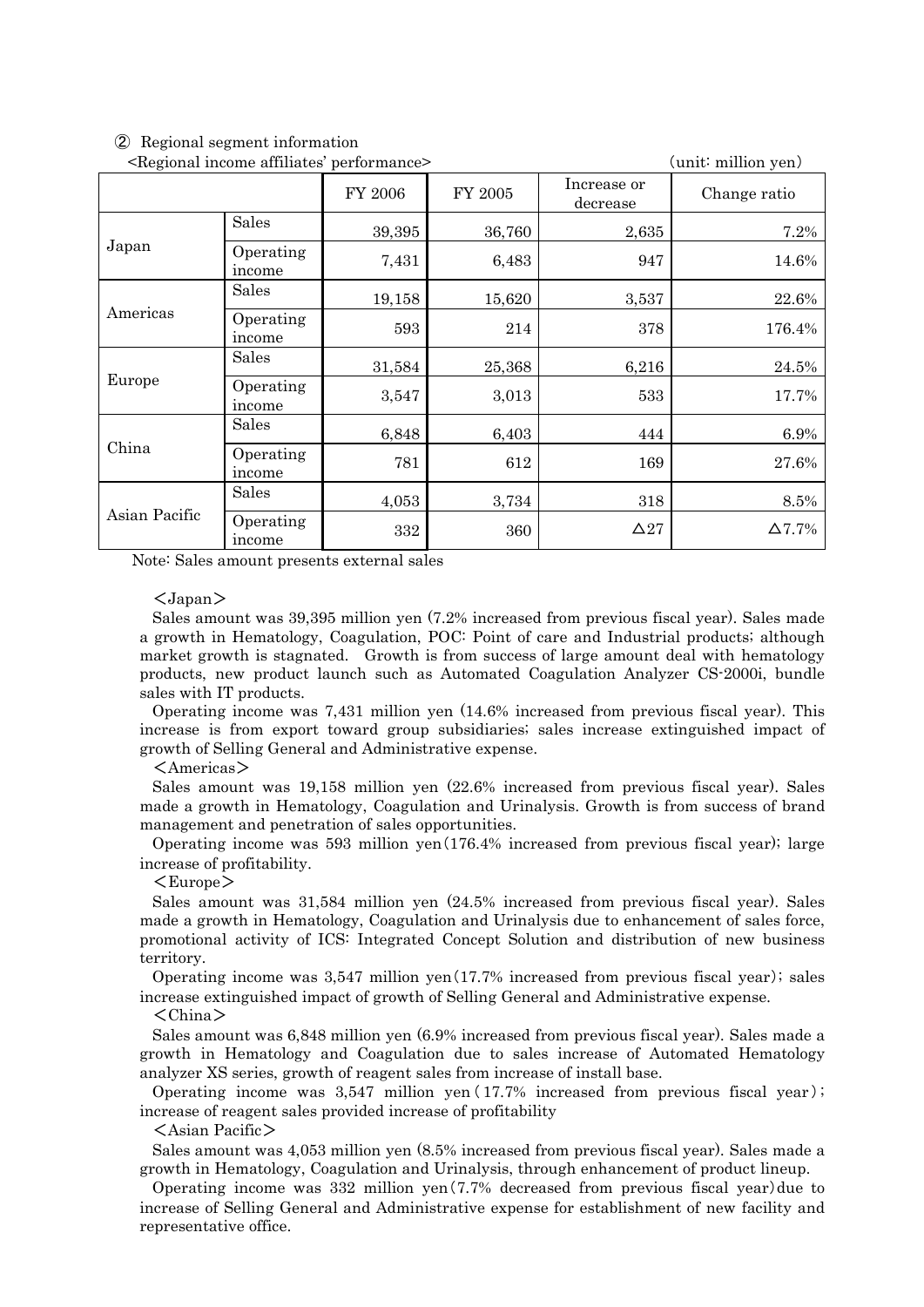② Regional segment information

<Regional income affiliates' performance> (unit: million yen)

| | | FY 2006 | FY 2005 | Increase or decrease | Change ratio |
|---|---|---|---|---|---|
| Japan | Sales | 39,395 | 36,760 | 2,635 | 7.2% |
| | Operating income | 7,431 | 6,483 | 947 | 14.6% |
| Americas | Sales | 19,158 | 15,620 | 3,537 | 22.6% |
| | Operating income | 593 | 214 | 378 | 176.4% |
| Europe | Sales | 31,584 | 25,368 | 6,216 | 24.5% |
| | Operating income | 3,547 | 3,013 | 533 | 17.7% |
| China | Sales | 6,848 | 6,403 | 444 | 6.9% |
| | Operating income | 781 | 612 | 169 | 27.6% |
| Asian Pacific | Sales | 4,053 | 3,734 | 318 | 8.5% |
| | Operating income | 332 | 360 | △27 | △7.7% |

Note: Sales amount presents external sales

＜Japan＞

Sales amount was 39,395 million yen (7.2% increased from previous fiscal year). Sales made a growth in Hematology, Coagulation, POC: Point of care and Industrial products; although market growth is stagnated. Growth is from success of large amount deal with hematology products, new product launch such as Automated Coagulation Analyzer CS-2000i, bundle sales with IT products.

Operating income was 7,431 million yen (14.6% increased from previous fiscal year). This increase is from export toward group subsidiaries; sales increase extinguished impact of growth of Selling General and Administrative expense.

＜Americas＞

Sales amount was 19,158 million yen (22.6% increased from previous fiscal year). Sales made a growth in Hematology, Coagulation and Urinalysis. Growth is from success of brand management and penetration of sales opportunities.

Operating income was 593 million yen(176.4% increased from previous fiscal year); large increase of profitability.

＜Europe＞

Sales amount was 31,584 million yen (24.5% increased from previous fiscal year). Sales made a growth in Hematology, Coagulation and Urinalysis due to enhancement of sales force, promotional activity of ICS: Integrated Concept Solution and distribution of new business territory.

Operating income was 3,547 million yen(17.7% increased from previous fiscal year); sales increase extinguished impact of growth of Selling General and Administrative expense.

＜China＞

Sales amount was 6,848 million yen (6.9% increased from previous fiscal year). Sales made a growth in Hematology and Coagulation due to sales increase of Automated Hematology analyzer XS series, growth of reagent sales from increase of install base.

Operating income was 3,547 million yen(17.7% increased from previous fiscal year); increase of reagent sales provided increase of profitability

＜Asian Pacific＞

Sales amount was 4,053 million yen (8.5% increased from previous fiscal year). Sales made a growth in Hematology, Coagulation and Urinalysis, through enhancement of product lineup.

Operating income was 332 million yen(7.7% decreased from previous fiscal year)due to increase of Selling General and Administrative expense for establishment of new facility and representative office.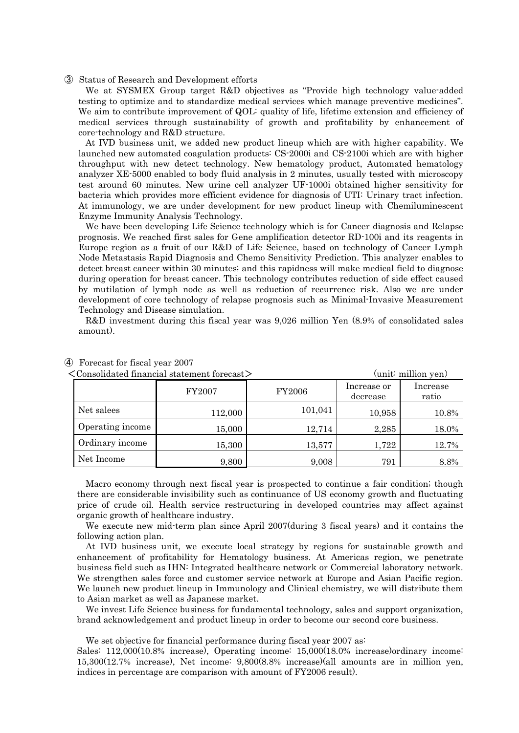③ Status of Research and Development efforts

We at SYSMEX Group target R&D objectives as "Provide high technology value-added testing to optimize and to standardize medical services which manage preventive medicines". We aim to contribute improvement of QOL: quality of life, lifetime extension and efficiency of medical services through sustainability of growth and profitability by enhancement of core-technology and R&D structure.

At IVD business unit, we added new product lineup which are with higher capability. We launched new automated coagulation products: CS-2000i and CS-2100i which are with higher throughput with new detect technology. New hematology product, Automated hematology analyzer XE-5000 enabled to body fluid analysis in 2 minutes, usually tested with microscopy test around 60 minutes. New urine cell analyzer UF-1000i obtained higher sensitivity for bacteria which provides more efficient evidence for diagnosis of UTI: Urinary tract infection. At immunology, we are under development for new product lineup with Chemiluminescent Enzyme Immunity Analysis Technology.

We have been developing Life Science technology which is for Cancer diagnosis and Relapse prognosis. We reached first sales for Gene amplification detector RD-100i and its reagents in Europe region as a fruit of our R&D of Life Science, based on technology of Cancer Lymph Node Metastasis Rapid Diagnosis and Chemo Sensitivity Prediction. This analyzer enables to detect breast cancer within 30 minutes; and this rapidness will make medical field to diagnose during operation for breast cancer. This technology contributes reduction of side effect caused by mutilation of lymph node as well as reduction of recurrence risk. Also we are under development of core technology of relapse prognosis such as Minimal-Invasive Measurement Technology and Disease simulation.

R&D investment during this fiscal year was 9,026 million Yen (8.9% of consolidated sales amount).

④ Forecast for fiscal year 2007

<Consolidated financial statement forecast> (unit: million yen)

| | FY2007 | FY2006 | Increase or decrease | Increase ratio |
|---|---|---|---|---|
| Net salees | 112,000 | 101,041 | 10,958 | 10.8% |
| Operating income | 15,000 | 12,714 | 2,285 | 18.0% |
| Ordinary income | 15,300 | 13,577 | 1,722 | 12.7% |
| Net Income | 9,800 | 9,008 | 791 | 8.8% |

Macro economy through next fiscal year is prospected to continue a fair condition; though there are considerable invisibility such as continuance of US economy growth and fluctuating price of crude oil. Health service restructuring in developed countries may affect against organic growth of healthcare industry.

We execute new mid-term plan since April 2007(during 3 fiscal years) and it contains the following action plan.

At IVD business unit, we execute local strategy by regions for sustainable growth and enhancement of profitability for Hematology business. At Americas region, we penetrate business field such as IHN: Integrated healthcare network or Commercial laboratory network. We strengthen sales force and customer service network at Europe and Asian Pacific region. We launch new product lineup in Immunology and Clinical chemistry, we will distribute them to Asian market as well as Japanese market.

We invest Life Science business for fundamental technology, sales and support organization, brand acknowledgement and product lineup in order to become our second core business.

We set objective for financial performance during fiscal year 2007 as:

Sales: 112,000(10.8% increase), Operating income: 15,000(18.0% increase)ordinary income: 15,300(12.7% increase), Net income: 9,800(8.8% increase)(all amounts are in million yen, indices in percentage are comparison with amount of FY2006 result).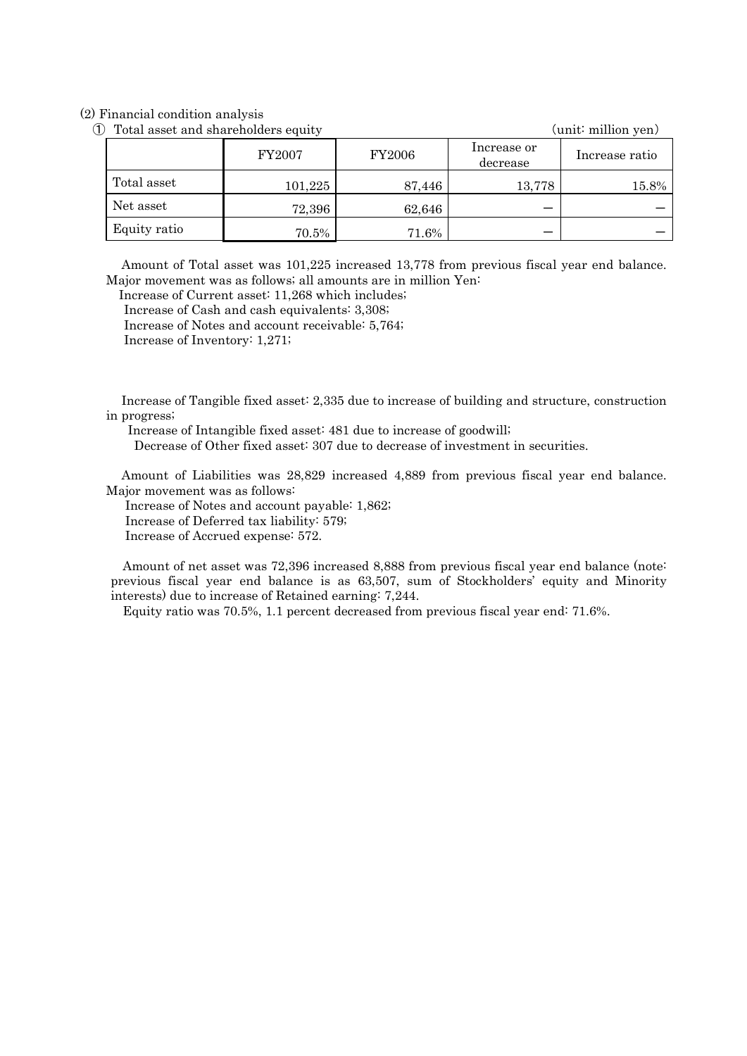(2) Financial condition analysis

① Total asset and shareholders equity (unit: million yen)

| | FY2007 | FY2006 | Increase or decrease | Increase ratio |
|---|---|---|---|---|
| Total asset | 101,225 | 87,446 | 13,778 | 15.8% |
| Net asset | 72,396 | 62,646 | — | — |
| Equity ratio | 70.5% | 71.6% | — | — |

Amount of Total asset was 101,225 increased 13,778 from previous fiscal year end balance. Major movement was as follows; all amounts are in million Yen:

Increase of Current asset: 11,268 which includes;

Increase of Cash and cash equivalents: 3,308;

Increase of Notes and account receivable: 5,764;

Increase of Inventory: 1,271;

Increase of Tangible fixed asset: 2,335 due to increase of building and structure, construction in progress;

Increase of Intangible fixed asset: 481 due to increase of goodwill;

Decrease of Other fixed asset: 307 due to decrease of investment in securities.

Amount of Liabilities was 28,829 increased 4,889 from previous fiscal year end balance. Major movement was as follows:

Increase of Notes and account payable: 1,862;

Increase of Deferred tax liability: 579;

Increase of Accrued expense: 572.

Amount of net asset was 72,396 increased 8,888 from previous fiscal year end balance (note: previous fiscal year end balance is as 63,507, sum of Stockholders' equity and Minority interests) due to increase of Retained earning: 7,244.

Equity ratio was 70.5%, 1.1 percent decreased from previous fiscal year end: 71.6%.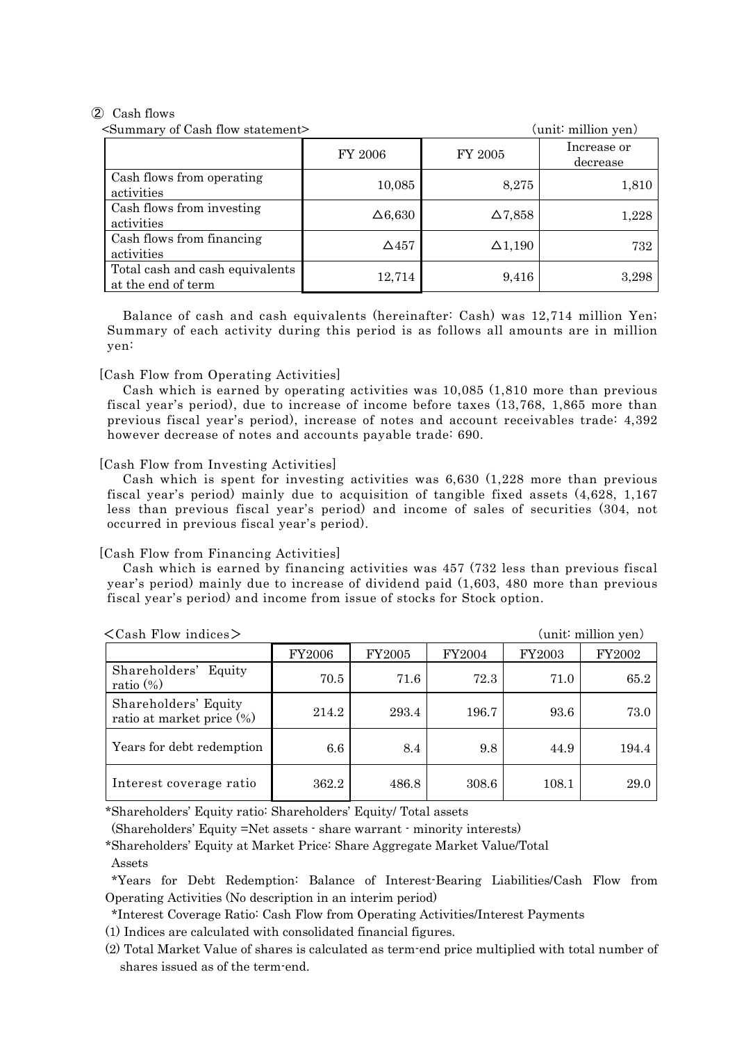② Cash flows

<Summary of Cash flow statement> (unit: million yen)

| | FY 2006 | FY 2005 | Increase or decrease |
|---|---|---|---|
| Cash flows from operating activities | 10,085 | 8,275 | 1,810 |
| Cash flows from investing activities | △6,630 | △7,858 | 1,228 |
| Cash flows from financing activities | △457 | △1,190 | 732 |
| Total cash and cash equivalents at the end of term | 12,714 | 9,416 | 3,298 |

Balance of cash and cash equivalents (hereinafter: Cash) was 12,714 million Yen; Summary of each activity during this period is as follows all amounts are in million yen:

[Cash Flow from Operating Activities]

Cash which is earned by operating activities was 10,085 (1,810 more than previous fiscal year's period), due to increase of income before taxes (13,768, 1,865 more than previous fiscal year's period), increase of notes and account receivables trade: 4,392 however decrease of notes and accounts payable trade: 690.

[Cash Flow from Investing Activities]

Cash which is spent for investing activities was 6,630 (1,228 more than previous fiscal year's period) mainly due to acquisition of tangible fixed assets (4,628, 1,167 less than previous fiscal year's period) and income of sales of securities (304, not occurred in previous fiscal year's period).

[Cash Flow from Financing Activities]

Cash which is earned by financing activities was 457 (732 less than previous fiscal year's period) mainly due to increase of dividend paid (1,603, 480 more than previous fiscal year's period) and income from issue of stocks for Stock option.

<Cash Flow indices> (unit: million yen)

| | FY2006 | FY2005 | FY2004 | FY2003 | FY2002 |
|---|---|---|---|---|---|
| Shareholders' Equity ratio (%) | 70.5 | 71.6 | 72.3 | 71.0 | 65.2 |
| Shareholders' Equity ratio at market price (%) | 214.2 | 293.4 | 196.7 | 93.6 | 73.0 |
| Years for debt redemption | 6.6 | 8.4 | 9.8 | 44.9 | 194.4 |
| Interest coverage ratio | 362.2 | 486.8 | 308.6 | 108.1 | 29.0 |

*Shareholders' Equity ratio: Shareholders' Equity/ Total assets
(Shareholders' Equity =Net assets - share warrant - minority interests)

*Shareholders' Equity at Market Price: Share Aggregate Market Value/Total Assets

*Years for Debt Redemption: Balance of Interest-Bearing Liabilities/Cash Flow from Operating Activities (No description in an interim period)

*Interest Coverage Ratio: Cash Flow from Operating Activities/Interest Payments

(1) Indices are calculated with consolidated financial figures.

(2) Total Market Value of shares is calculated as term-end price multiplied with total number of shares issued as of the term-end.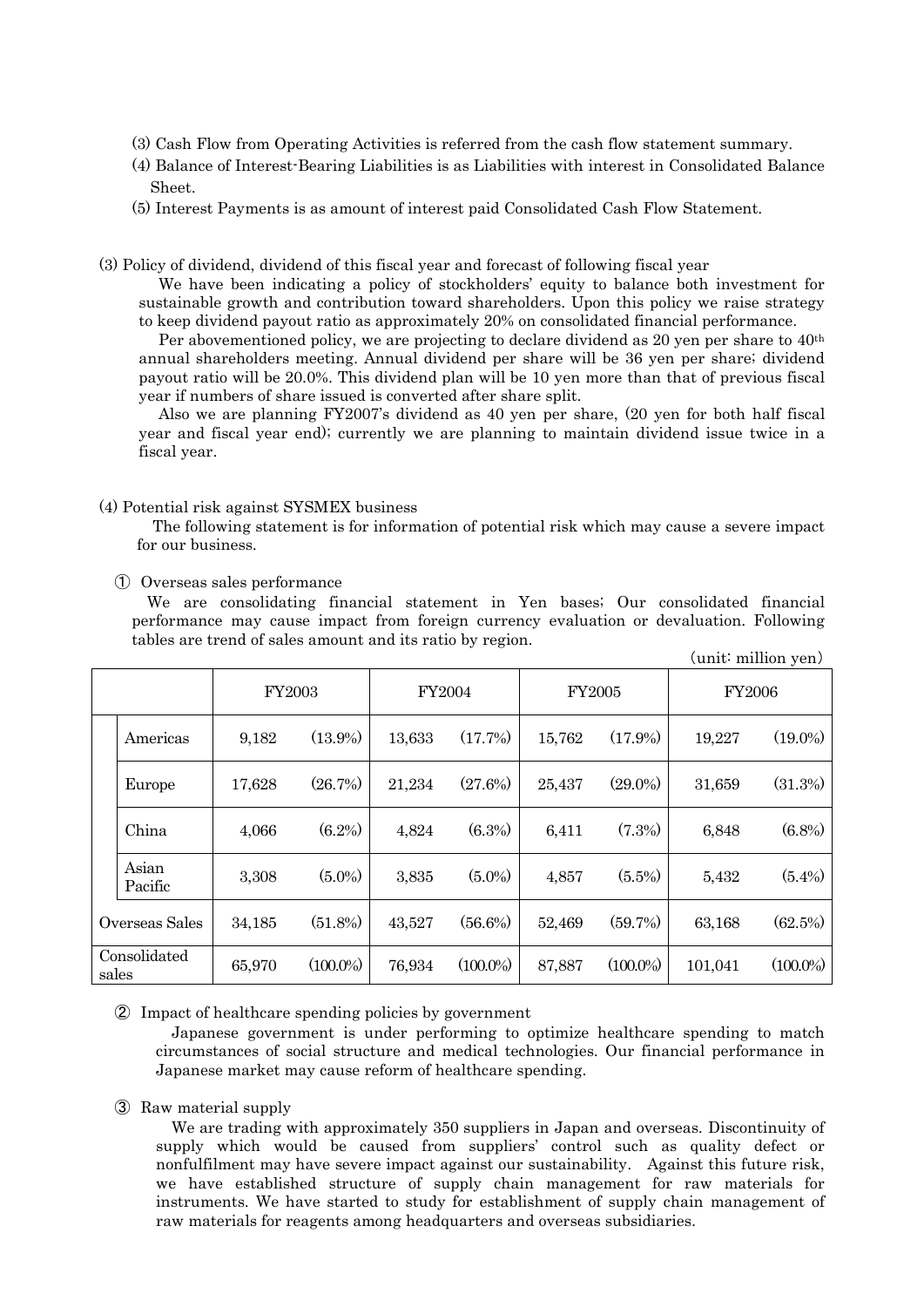(3) Cash Flow from Operating Activities is referred from the cash flow statement summary.

(4) Balance of Interest-Bearing Liabilities is as Liabilities with interest in Consolidated Balance Sheet.

(5) Interest Payments is as amount of interest paid Consolidated Cash Flow Statement.

(3) Policy of dividend, dividend of this fiscal year and forecast of following fiscal year

We have been indicating a policy of stockholders' equity to balance both investment for sustainable growth and contribution toward shareholders. Upon this policy we raise strategy to keep dividend payout ratio as approximately 20% on consolidated financial performance.

Per abovementioned policy, we are projecting to declare dividend as 20 yen per share to 40th annual shareholders meeting. Annual dividend per share will be 36 yen per share; dividend payout ratio will be 20.0%. This dividend plan will be 10 yen more than that of previous fiscal year if numbers of share issued is converted after share split.

Also we are planning FY2007's dividend as 40 yen per share, (20 yen for both half fiscal year and fiscal year end); currently we are planning to maintain dividend issue twice in a fiscal year.

(4) Potential risk against SYSMEX business

The following statement is for information of potential risk which may cause a severe impact for our business.

① Overseas sales performance

We are consolidating financial statement in Yen bases; Our consolidated financial performance may cause impact from foreign currency evaluation or devaluation. Following tables are trend of sales amount and its ratio by region.

(unit: million yen)

| | FY2003 | | FY2004 | | FY2005 | | FY2006 | |
|---|---|---|---|---|---|---|---|---|
| Americas | 9,182 | (13.9%) | 13,633 | (17.7%) | 15,762 | (17.9%) | 19,227 | (19.0%) |
| Europe | 17,628 | (26.7%) | 21,234 | (27.6%) | 25,437 | (29.0%) | 31,659 | (31.3%) |
| China | 4,066 | (6.2%) | 4,824 | (6.3%) | 6,411 | (7.3%) | 6,848 | (6.8%) |
| Asian Pacific | 3,308 | (5.0%) | 3,835 | (5.0%) | 4,857 | (5.5%) | 5,432 | (5.4%) |
| Overseas Sales | 34,185 | (51.8%) | 43,527 | (56.6%) | 52,469 | (59.7%) | 63,168 | (62.5%) |
| Consolidated sales | 65,970 | (100.0%) | 76,934 | (100.0%) | 87,887 | (100.0%) | 101,041 | (100.0%) |

② Impact of healthcare spending policies by government

Japanese government is under performing to optimize healthcare spending to match circumstances of social structure and medical technologies. Our financial performance in Japanese market may cause reform of healthcare spending.

③ Raw material supply

We are trading with approximately 350 suppliers in Japan and overseas. Discontinuity of supply which would be caused from suppliers' control such as quality defect or nonfulfilment may have severe impact against our sustainability. Against this future risk, we have established structure of supply chain management for raw materials for instruments. We have started to study for establishment of supply chain management of raw materials for reagents among headquarters and overseas subsidiaries.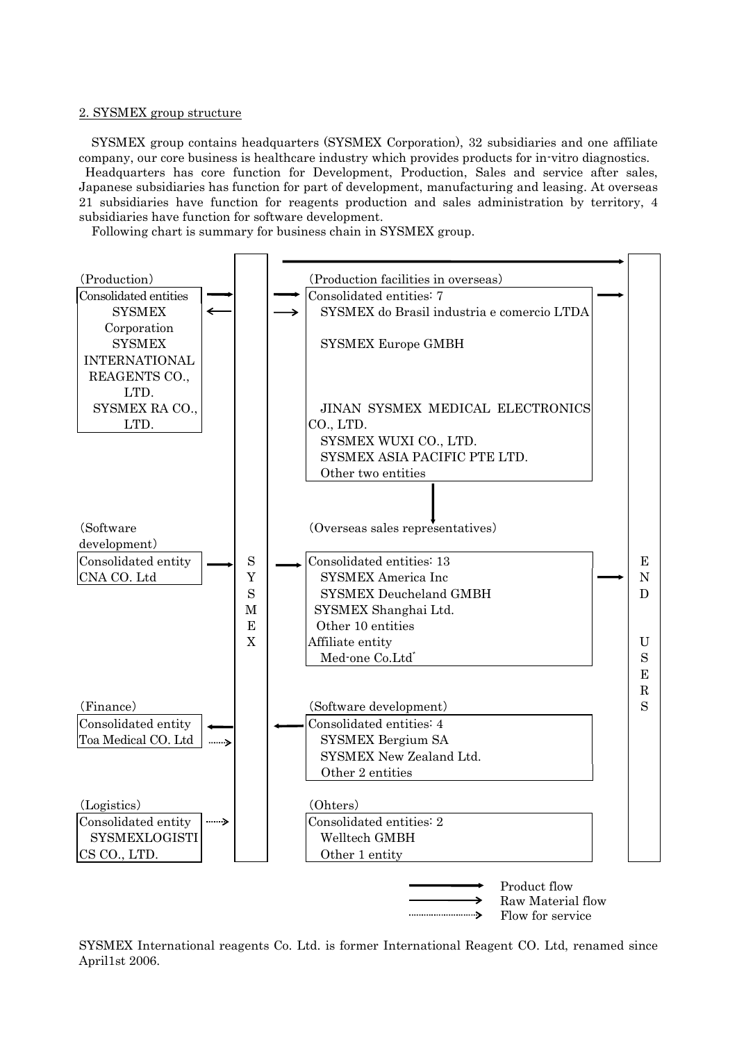2. SYSMEX group structure

SYSMEX group contains headquarters (SYSMEX Corporation), 32 subsidiaries and one affiliate company, our core business is healthcare industry which provides products for in-vitro diagnostics.
Headquarters has core function for Development, Production, Sales and service after sales, Japanese subsidiaries has function for part of development, manufacturing and leasing. At overseas 21 subsidiaries have function for reagents production and sales administration by territory, 4 subsidiaries have function for software development.
Following chart is summary for business chain in SYSMEX group.

(Production)
Consolidated entities
SYSMEX Corporation
SYSMEX INTERNATIONAL REAGENTS CO., LTD.
SYSMEX RA CO., LTD.

(Software development)
Consolidated entity
CNA CO. Ltd

(Finance)
Consolidated entity
Toa Medical CO. Ltd

(Logistics)
Consolidated entity
SYSMEXLOGISTICS CO., LTD.

SYSMEX

(Production facilities in overseas)
Consolidated entities: 7
SYSMEX do Brasil industria e comercio LTDA
SYSMEX Europe GMBH
JINAN SYSMEX MEDICAL ELECTRONICS CO., LTD.
SYSMEX WUXI CO., LTD.
SYSMEX ASIA PACIFIC PTE LTD.
Other two entities

(Overseas sales representatives)
Consolidated entities: 13
SYSMEX America Inc
SYSMEX Deucheland GMBH
SYSMEX Shanghai Ltd.
Other 10 entities
Affiliate entity
Med-one Co.Ltd*

(Software development)
Consolidated entities: 4
SYSMEX Bergium SA
SYSMEX New Zealand Ltd.
Other 2 entities

(Ohters)
Consolidated entities: 2
Welltech GMBH
Other 1 entity

END USERS

Product flow
Raw Material flow
Flow for service

SYSMEX International reagents Co. Ltd. is former International Reagent CO. Ltd, renamed since April1st 2006.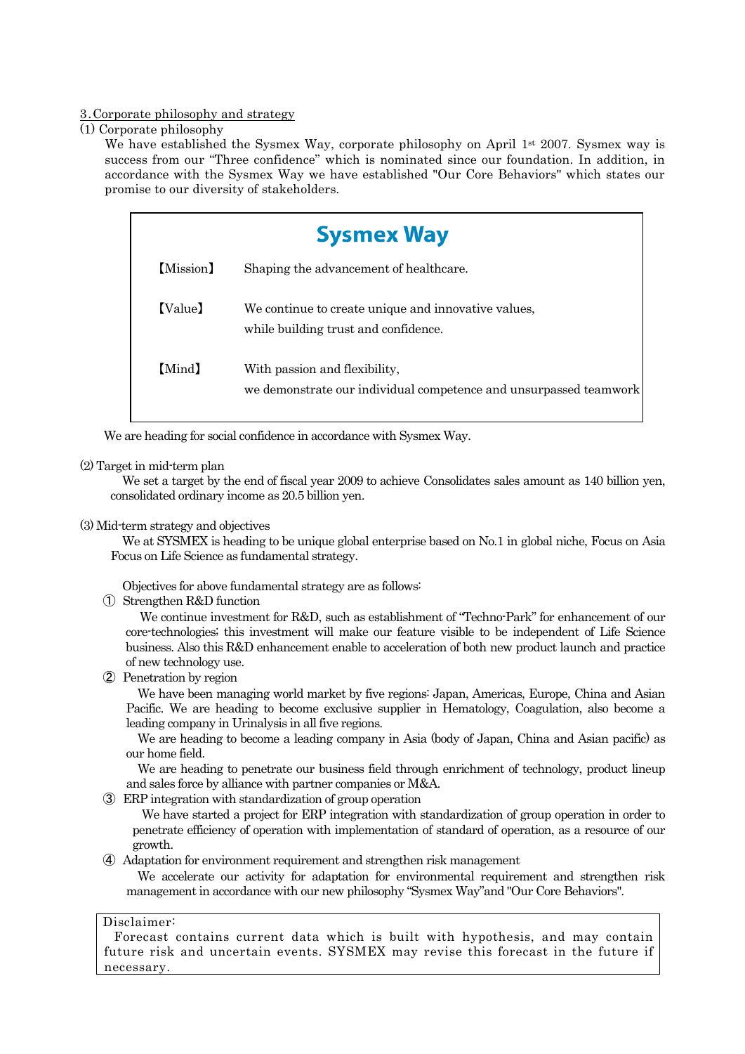## 3. Corporate philosophy and strategy

### (1) Corporate philosophy

We have established the Sysmex Way, corporate philosophy on April 1st 2007. Sysmex way is success from our "Three confidence" which is nominated since our foundation. In addition, in accordance with the Sysmex Way we have established "Our Core Behaviors" which states our promise to our diversity of stakeholders.

| **Sysmex Way** | |
|---|---|
| 【Mission】 | Shaping the advancement of healthcare. |
| 【Value】 | We continue to create unique and innovative values, while building trust and confidence. |
| 【Mind】 | With passion and flexibility, we demonstrate our individual competence and unsurpassed teamwork |

We are heading for social confidence in accordance with Sysmex Way.

### (2) Target in mid-term plan

We set a target by the end of fiscal year 2009 to achieve Consolidates sales amount as 140 billion yen, consolidated ordinary income as 20.5 billion yen.

### (3) Mid-term strategy and objectives

We at SYSMEX is heading to be unique global enterprise based on No.1 in global niche, Focus on Asia Focus on Life Science as fundamental strategy.

Objectives for above fundamental strategy are as follows:

① Strengthen R&D function

We continue investment for R&D, such as establishment of "Techno-Park" for enhancement of our core-technologies; this investment will make our feature visible to be independent of Life Science business. Also this R&D enhancement enable to acceleration of both new product launch and practice of new technology use.

② Penetration by region

We have been managing world market by five regions: Japan, Americas, Europe, China and Asian Pacific. We are heading to become exclusive supplier in Hematology, Coagulation, also become a leading company in Urinalysis in all five regions.

We are heading to become a leading company in Asia (body of Japan, China and Asian pacific) as our home field.

We are heading to penetrate our business field through enrichment of technology, product lineup and sales force by alliance with partner companies or M&A.

③ ERP integration with standardization of group operation

We have started a project for ERP integration with standardization of group operation in order to penetrate efficiency of operation with implementation of standard of operation, as a resource of our growth.

④ Adaptation for environment requirement and strengthen risk management

We accelerate our activity for adaptation for environmental requirement and strengthen risk management in accordance with our new philosophy "Sysmex Way"and "Our Core Behaviors".

Disclaimer:
Forecast contains current data which is built with hypothesis, and may contain future risk and uncertain events. SYSMEX may revise this forecast in the future if necessary.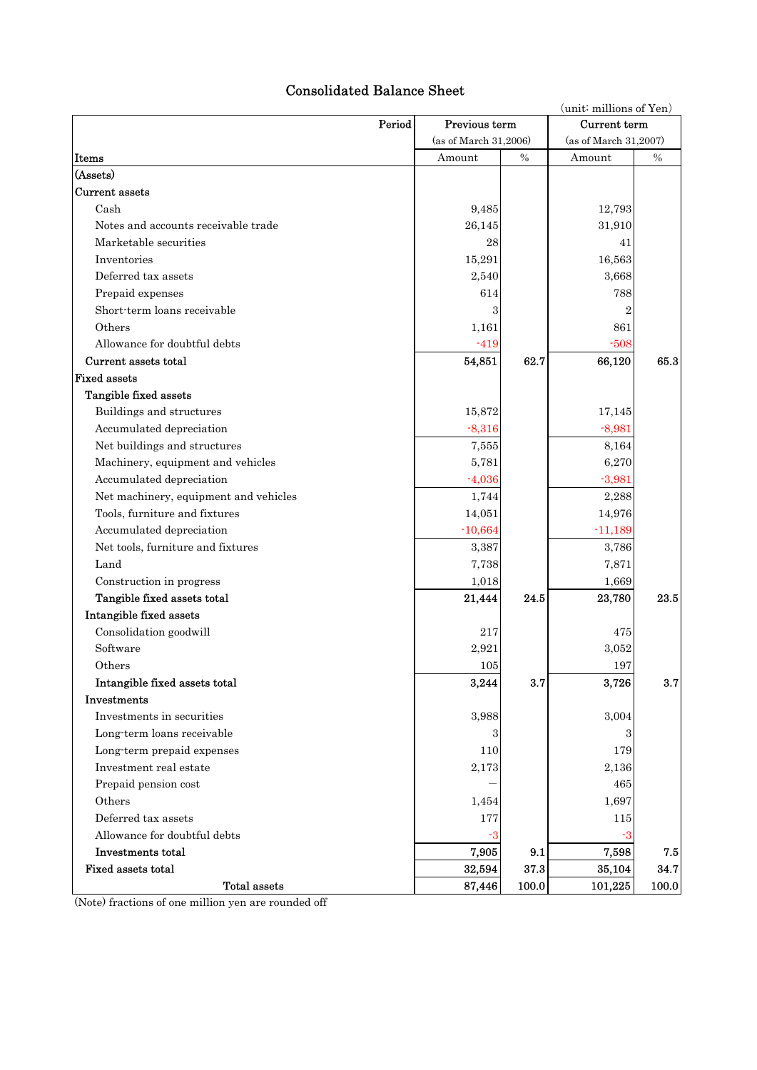# Consolidated Balance Sheet

(unit: millions of Yen)

| Items | Previous term (as of March 31,2006) Amount | % | Current term (as of March 31,2007) Amount | % |
|---|---|---|---|---|
| (Assets) | | | | |
| Current assets | | | | |
| Cash | 9,485 | | 12,793 | |
| Notes and accounts receivable trade | 26,145 | | 31,910 | |
| Marketable securities | 28 | | 41 | |
| Inventories | 15,291 | | 16,563 | |
| Deferred tax assets | 2,540 | | 3,668 | |
| Prepaid expenses | 614 | | 788 | |
| Short-term loans receivable | 3 | | 2 | |
| Others | 1,161 | | 861 | |
| Allowance for doubtful debts | -419 | | -508 | |
| **Current assets total** | **54,851** | **62.7** | **66,120** | **65.3** |
| Fixed assets | | | | |
| Tangible fixed assets | | | | |
| Buildings and structures | 15,872 | | 17,145 | |
| Accumulated depreciation | -8,316 | | -8,981 | |
| Net buildings and structures | 7,555 | | 8,164 | |
| Machinery, equipment and vehicles | 5,781 | | 6,270 | |
| Accumulated depreciation | -4,036 | | -3,981 | |
| Net machinery, equipment and vehicles | 1,744 | | 2,288 | |
| Tools, furniture and fixtures | 14,051 | | 14,976 | |
| Accumulated depreciation | -10,664 | | -11,189 | |
| Net tools, furniture and fixtures | 3,387 | | 3,786 | |
| Land | 7,738 | | 7,871 | |
| Construction in progress | 1,018 | | 1,669 | |
| **Tangible fixed assets total** | **21,444** | **24.5** | **23,780** | **23.5** |
| Intangible fixed assets | | | | |
| Consolidation goodwill | 217 | | 475 | |
| Software | 2,921 | | 3,052 | |
| Others | 105 | | 197 | |
| **Intangible fixed assets total** | **3,244** | **3.7** | **3,726** | **3.7** |
| Investments | | | | |
| Investments in securities | 3,988 | | 3,004 | |
| Long-term loans receivable | 3 | | 3 | |
| Long-term prepaid expenses | 110 | | 179 | |
| Investment real estate | 2,173 | | 2,136 | |
| Prepaid pension cost | — | | 465 | |
| Others | 1,454 | | 1,697 | |
| Deferred tax assets | 177 | | 115 | |
| Allowance for doubtful debts | -3 | | -3 | |
| **Investments total** | **7,905** | **9.1** | **7,598** | **7.5** |
| **Fixed assets total** | **32,594** | **37.3** | **35,104** | **34.7** |
| **Total assets** | **87,446** | **100.0** | **101,225** | **100.0** |

(Note) fractions of one million yen are rounded off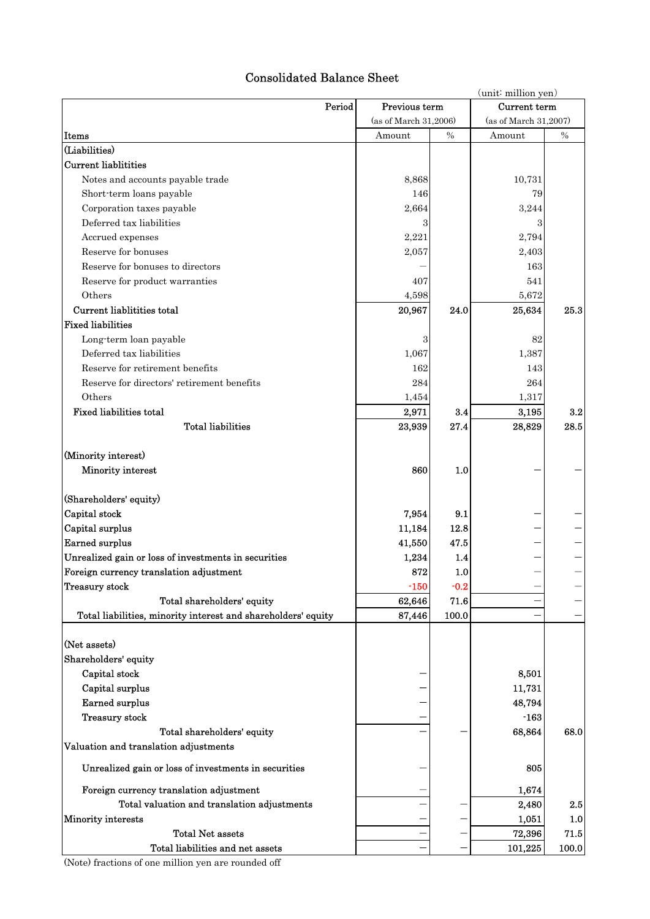# Consolidated Balance Sheet

(unit: million yen)

| Items / Period | Previous term (as of March 31,2006) Amount | % | Current term (as of March 31,2007) Amount | % |
|---|---|---|---|---|
| (Liabilities) | | | | |
| Current liablitities | | | | |
| Notes and accounts payable trade | 8,868 | | 10,731 | |
| Short-term loans payable | 146 | | 79 | |
| Corporation taxes payable | 2,664 | | 3,244 | |
| Deferred tax liabilities | 3 | | 3 | |
| Accrued expenses | 2,221 | | 2,794 | |
| Reserve for bonuses | 2,057 | | 2,403 | |
| Reserve for bonuses to directors | － | | 163 | |
| Reserve for product warranties | 407 | | 541 | |
| Others | 4,598 | | 5,672 | |
| **Current liablitities total** | **20,967** | **24.0** | **25,634** | **25.3** |
| Fixed liabilities | | | | |
| Long-term loan payable | 3 | | 82 | |
| Deferred tax liabilities | 1,067 | | 1,387 | |
| Reserve for retirement benefits | 162 | | 143 | |
| Reserve for directors' retirement benefits | 284 | | 264 | |
| Others | 1,454 | | 1,317 | |
| **Fixed liabilities total** | **2,971** | **3.4** | **3,195** | **3.2** |
| **Total liabilities** | **23,939** | **27.4** | **28,829** | **28.5** |
| (Minority interest) | | | | |
| Minority interest | 860 | 1.0 | － | － |
| (Shareholders' equity) | | | | |
| Capital stock | 7,954 | 9.1 | － | － |
| Capital surplus | 11,184 | 12.8 | － | － |
| Earned surplus | 41,550 | 47.5 | － | － |
| Unrealized gain or loss of investments in securities | 1,234 | 1.4 | － | － |
| Foreign currency translation adjustment | 872 | 1.0 | － | － |
| Treasury stock | -150 | -0.2 | － | － |
| Total shareholders' equity | 62,646 | 71.6 | － | － |
| Total liabilities, minority interest and shareholders' equity | 87,446 | 100.0 | － | － |
| (Net assets) | | | | |
| Shareholders' equity | | | | |
| Capital stock | － | | 8,501 | |
| Capital surplus | － | | 11,731 | |
| Earned surplus | － | | 48,794 | |
| Treasury stock | － | | -163 | |
| Total shareholders' equity | － | － | 68,864 | 68.0 |
| Valuation and translation adjustments | | | | |
| Unrealized gain or loss of investments in securities | － | | 805 | |
| Foreign currency translation adjustment | － | | 1,674 | |
| Total valuation and translation adjustments | － | － | 2,480 | 2.5 |
| Minority interests | － | － | 1,051 | 1.0 |
| Total Net assets | － | － | 72,396 | 71.5 |
| Total liabilities and net assets | － | － | 101,225 | 100.0 |

(Note) fractions of one million yen are rounded off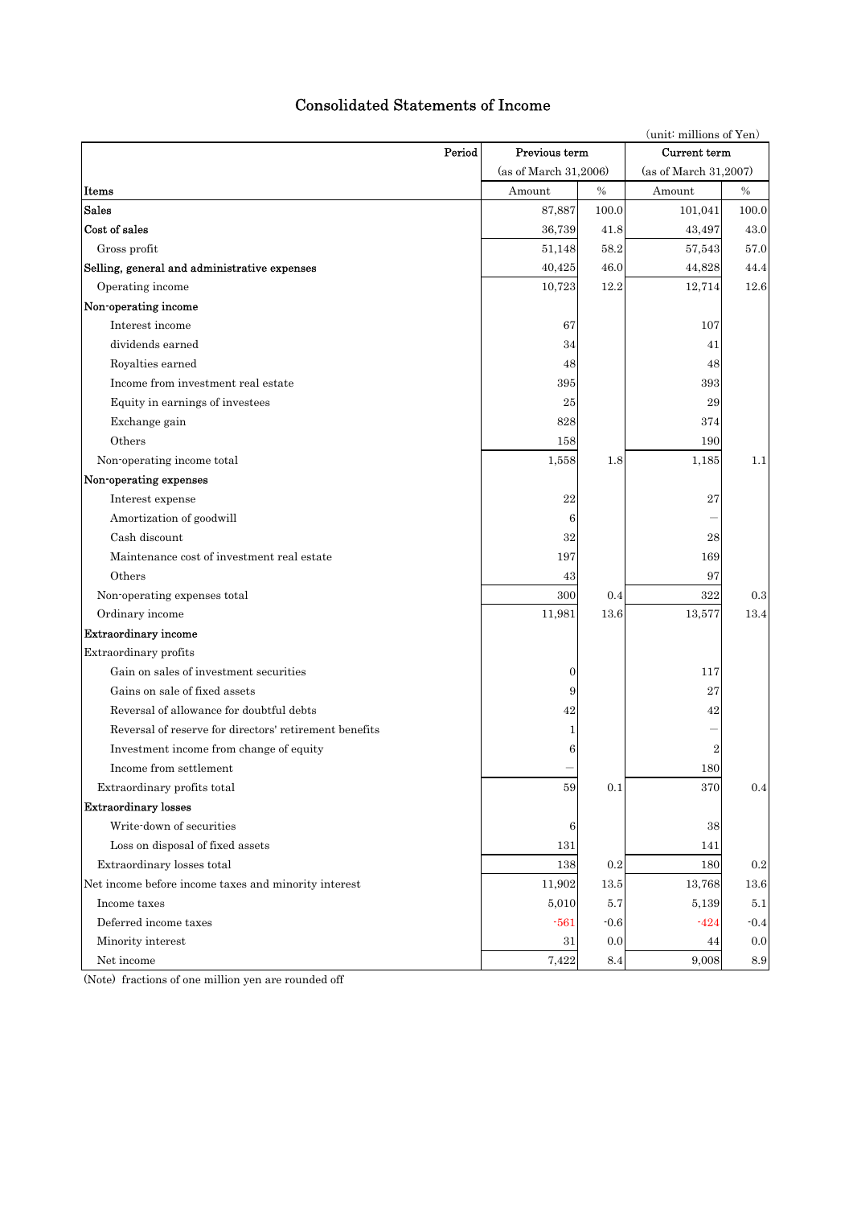# Consolidated Statements of Income

(unit: millions of Yen)

| Items / Period | Previous term (as of March 31,2006) Amount | % | Current term (as of March 31,2007) Amount | % |
|---|---|---|---|---|
| **Sales** | 87,887 | 100.0 | 101,041 | 100.0 |
| **Cost of sales** | 36,739 | 41.8 | 43,497 | 43.0 |
| Gross profit | 51,148 | 58.2 | 57,543 | 57.0 |
| **Selling, general and administrative expenses** | 40,425 | 46.0 | 44,828 | 44.4 |
| Operating income | 10,723 | 12.2 | 12,714 | 12.6 |
| **Non-operating income** | | | | |
| Interest income | 67 | | 107 | |
| dividends earned | 34 | | 41 | |
| Royalties earned | 48 | | 48 | |
| Income from investment real estate | 395 | | 393 | |
| Equity in earnings of investees | 25 | | 29 | |
| Exchange gain | 828 | | 374 | |
| Others | 158 | | 190 | |
| Non-operating income total | 1,558 | 1.8 | 1,185 | 1.1 |
| **Non-operating expenses** | | | | |
| Interest expense | 22 | | 27 | |
| Amortization of goodwill | 6 | | — | |
| Cash discount | 32 | | 28 | |
| Maintenance cost of investment real estate | 197 | | 169 | |
| Others | 43 | | 97 | |
| Non-operating expenses total | 300 | 0.4 | 322 | 0.3 |
| Ordinary income | 11,981 | 13.6 | 13,577 | 13.4 |
| **Extraordinary income** | | | | |
| Extraordinary profits | | | | |
| Gain on sales of investment securities | 0 | | 117 | |
| Gains on sale of fixed assets | 9 | | 27 | |
| Reversal of allowance for doubtful debts | 42 | | 42 | |
| Reversal of reserve for directors' retirement benefits | 1 | | — | |
| Investment income from change of equity | 6 | | 2 | |
| Income from settlement | — | | 180 | |
| Extraordinary profits total | 59 | 0.1 | 370 | 0.4 |
| **Extraordinary losses** | | | | |
| Write-down of securities | 6 | | 38 | |
| Loss on disposal of fixed assets | 131 | | 141 | |
| Extraordinary losses total | 138 | 0.2 | 180 | 0.2 |
| Net income before income taxes and minority interest | 11,902 | 13.5 | 13,768 | 13.6 |
| Income taxes | 5,010 | 5.7 | 5,139 | 5.1 |
| Deferred income taxes | -561 | -0.6 | -424 | -0.4 |
| Minority interest | 31 | 0.0 | 44 | 0.0 |
| Net income | 7,422 | 8.4 | 9,008 | 8.9 |

(Note) fractions of one million yen are rounded off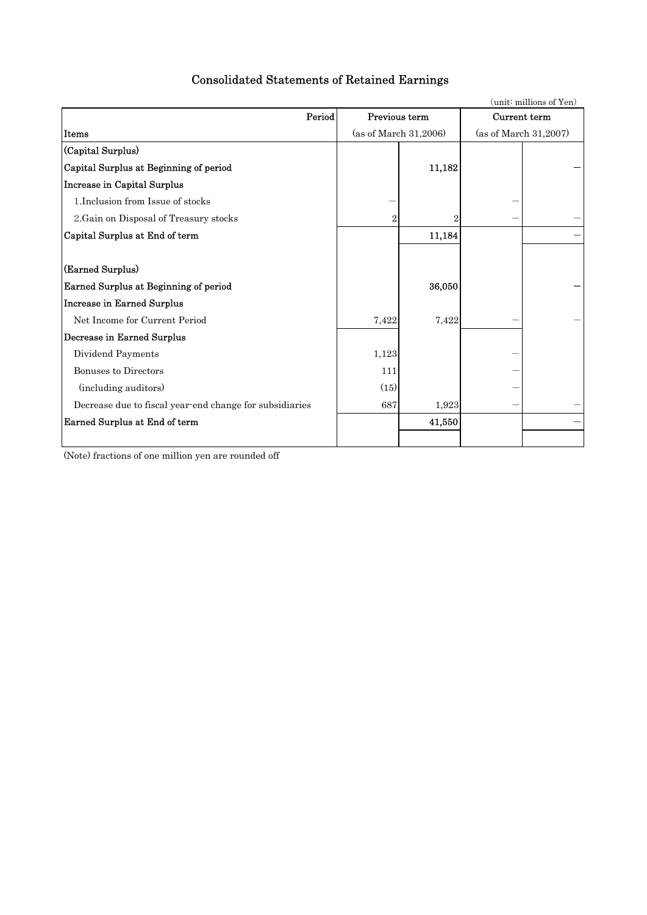# Consolidated Statements of Retained Earnings

(unit: millions of Yen)

| Items / Period | Previous term (as of March 31,2006) | | Current term (as of March 31,2007) | |
|---|---|---|---|---|
| (Capital Surplus) | | | | |
| Capital Surplus at Beginning of period | | 11,182 | | — |
| Increase in Capital Surplus | | | | |
| 1.Inclusion from Issue of stocks | — | | — | |
| 2.Gain on Disposal of Treasury stocks | 2 | 2 | — | — |
| Capital Surplus at End of term | | 11,184 | | — |
| | | | | |
| (Earned Surplus) | | | | |
| Earned Surplus at Beginning of period | | 36,050 | | — |
| Increase in Earned Surplus | | | | |
| Net Income for Current Period | 7,422 | 7,422 | — | — |
| Decrease in Earned Surplus | | | | |
| Dividend Payments | 1,123 | | — | |
| Bonuses to Directors | 111 | | — | |
| (including auditors) | (15) | | — | |
| Decrease due to fiscal year-end change for subsidiaries | 687 | 1,923 | — | — |
| Earned Surplus at End of term | | 41,550 | | — |

(Note) fractions of one million yen are rounded off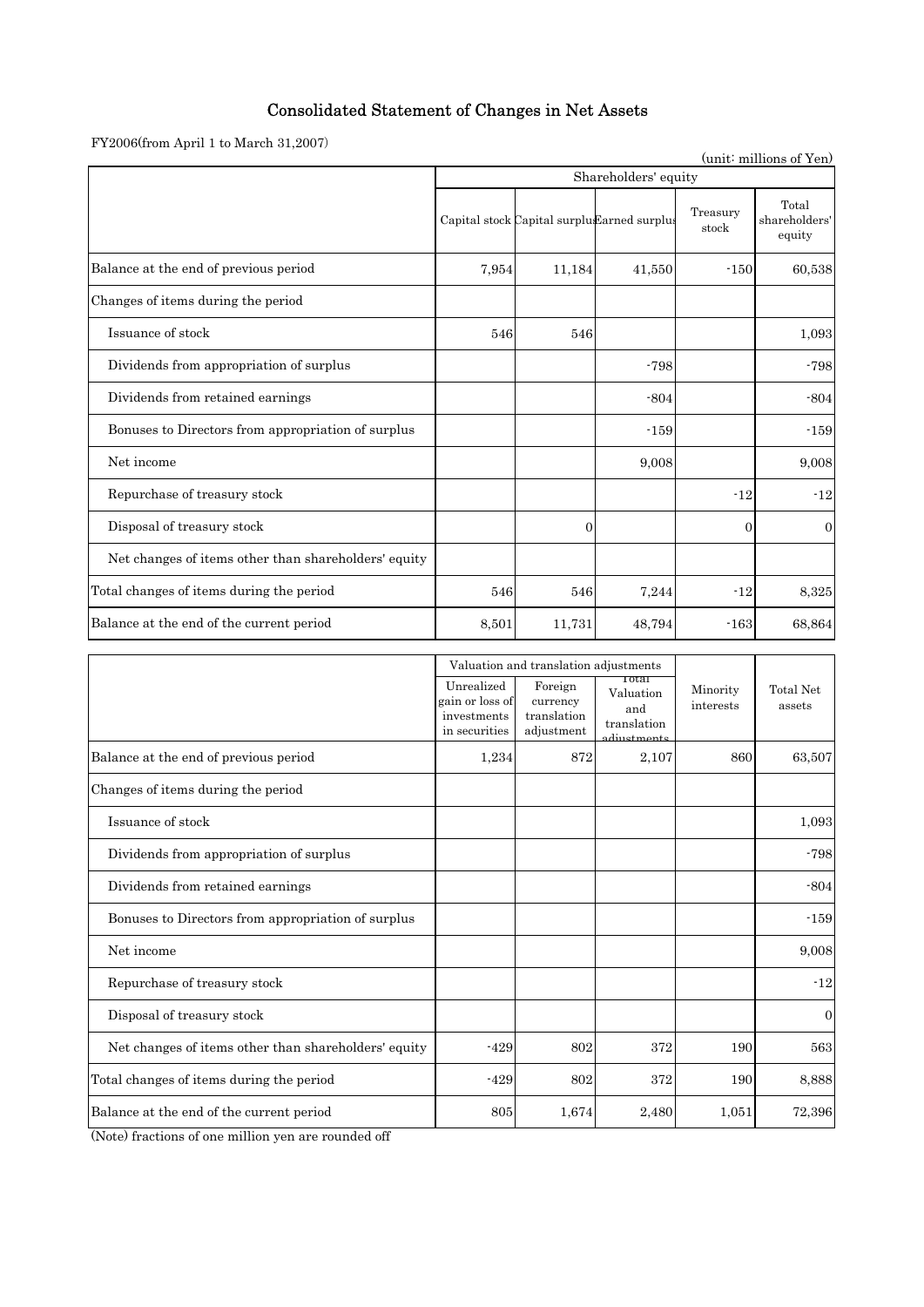# Consolidated Statement of Changes in Net Assets

FY2006(from April 1 to March 31,2007)

(unit: millions of Yen)

| | Shareholders' equity | | | | |
|---|---|---|---|---|---|
| | Capital stock | Capital surplus | Earned surplus | Treasury stock | Total shareholders' equity |
| Balance at the end of previous period | 7,954 | 11,184 | 41,550 | -150 | 60,538 |
| Changes of items during the period | | | | | |
| Issuance of stock | 546 | 546 | | | 1,093 |
| Dividends from appropriation of surplus | | | -798 | | -798 |
| Dividends from retained earnings | | | -804 | | -804 |
| Bonuses to Directors from appropriation of surplus | | | -159 | | -159 |
| Net income | | | 9,008 | | 9,008 |
| Repurchase of treasury stock | | | | -12 | -12 |
| Disposal of treasury stock | | 0 | | 0 | 0 |
| Net changes of items other than shareholders' equity | | | | | |
| Total changes of items during the period | 546 | 546 | 7,244 | -12 | 8,325 |
| Balance at the end of the current period | 8,501 | 11,731 | 48,794 | -163 | 68,864 |

| | Valuation and translation adjustments | | | Minority interests | Total Net assets |
|---|---|---|---|---|---|
| | Unrealized gain or loss of investments in securities | Foreign currency translation adjustment | Total Valuation and translation adjustments | | |
| Balance at the end of previous period | 1,234 | 872 | 2,107 | 860 | 63,507 |
| Changes of items during the period | | | | | |
| Issuance of stock | | | | | 1,093 |
| Dividends from appropriation of surplus | | | | | -798 |
| Dividends from retained earnings | | | | | -804 |
| Bonuses to Directors from appropriation of surplus | | | | | -159 |
| Net income | | | | | 9,008 |
| Repurchase of treasury stock | | | | | -12 |
| Disposal of treasury stock | | | | | 0 |
| Net changes of items other than shareholders' equity | -429 | 802 | 372 | 190 | 563 |
| Total changes of items during the period | -429 | 802 | 372 | 190 | 8,888 |
| Balance at the end of the current period | 805 | 1,674 | 2,480 | 1,051 | 72,396 |

(Note) fractions of one million yen are rounded off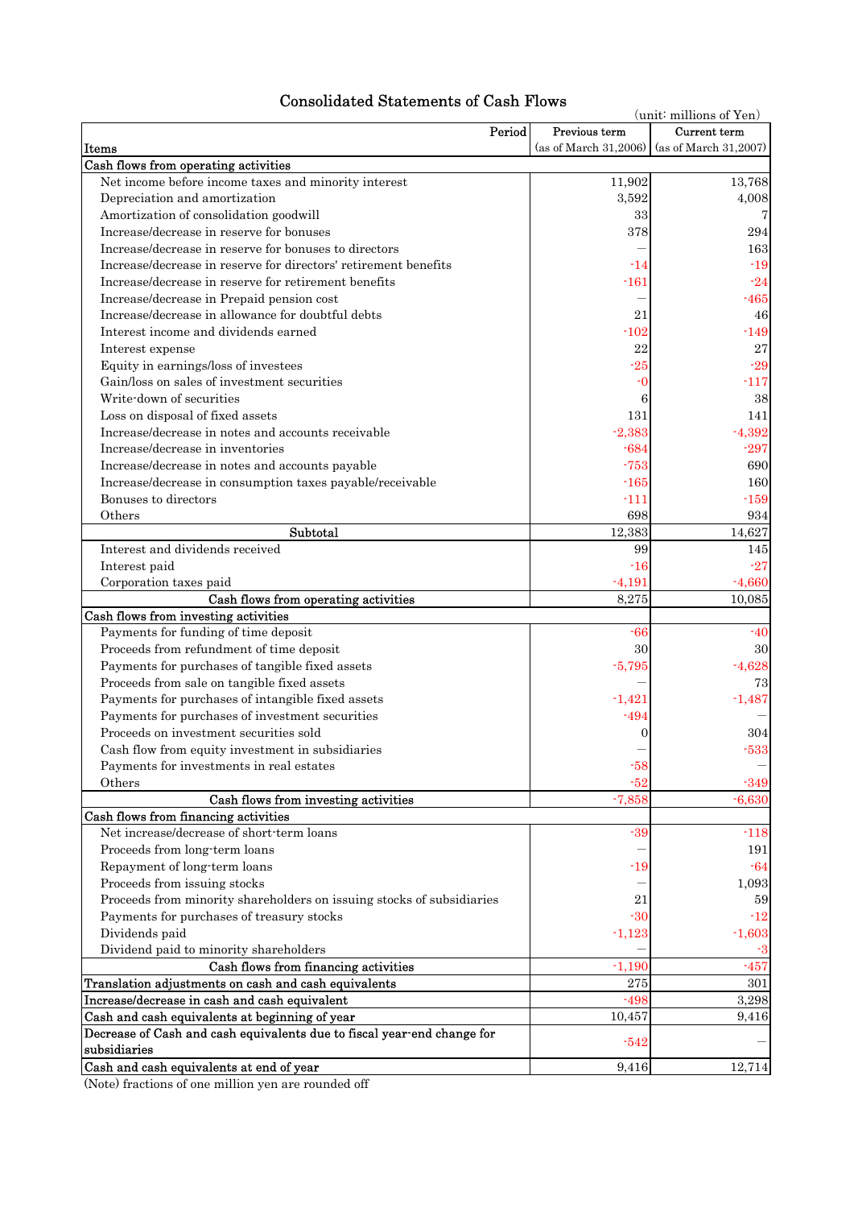# Consolidated Statements of Cash Flows

(unit: millions of Yen)

| Items / Period | Previous term (as of March 31,2006) | Current term (as of March 31,2007) |
|---|---|---|
| **Cash flows from operating activities** | | |
| Net income before income taxes and minority interest | 11,902 | 13,768 |
| Depreciation and amortization | 3,592 | 4,008 |
| Amortization of consolidation goodwill | 33 | 7 |
| Increase/decrease in reserve for bonuses | 378 | 294 |
| Increase/decrease in reserve for bonuses to directors | — | 163 |
| Increase/decrease in reserve for directors' retirement benefits | -14 | -19 |
| Increase/decrease in reserve for retirement benefits | -161 | -24 |
| Increase/decrease in Prepaid pension cost | — | -465 |
| Increase/decrease in allowance for doubtful debts | 21 | 46 |
| Interest income and dividends earned | -102 | -149 |
| Interest expense | 22 | 27 |
| Equity in earnings/loss of investees | -25 | -29 |
| Gain/loss on sales of investment securities | -0 | -117 |
| Write-down of securities | 6 | 38 |
| Loss on disposal of fixed assets | 131 | 141 |
| Increase/decrease in notes and accounts receivable | -2,383 | -4,392 |
| Increase/decrease in inventories | -684 | -297 |
| Increase/decrease in notes and accounts payable | -753 | 690 |
| Increase/decrease in consumption taxes payable/receivable | -165 | 160 |
| Bonuses to directors | -111 | -159 |
| Others | 698 | 934 |
| Subtotal | 12,383 | 14,627 |
| Interest and dividends received | 99 | 145 |
| Interest paid | -16 | -27 |
| Corporation taxes paid | -4,191 | -4,660 |
| Cash flows from operating activities | 8,275 | 10,085 |
| **Cash flows from investing activities** | | |
| Payments for funding of time deposit | -66 | -40 |
| Proceeds from refundment of time deposit | 30 | 30 |
| Payments for purchases of tangible fixed assets | -5,795 | -4,628 |
| Proceeds from sale on tangible fixed assets | — | 73 |
| Payments for purchases of intangible fixed assets | -1,421 | -1,487 |
| Payments for purchases of investment securities | -494 | — |
| Proceeds on investment securities sold | 0 | 304 |
| Cash flow from equity investment in subsidiaries | — | -533 |
| Payments for investments in real estates | -58 | — |
| Others | -52 | -349 |
| Cash flows from investing activities | -7,858 | -6,630 |
| **Cash flows from financing activities** | | |
| Net increase/decrease of short-term loans | -39 | -118 |
| Proceeds from long-term loans | — | 191 |
| Repayment of long-term loans | -19 | -64 |
| Proceeds from issuing stocks | — | 1,093 |
| Proceeds from minority shareholders on issuing stocks of subsidiaries | 21 | 59 |
| Payments for purchases of treasury stocks | -30 | -12 |
| Dividends paid | -1,123 | -1,603 |
| Dividend paid to minority shareholders | — | -3 |
| Cash flows from financing activities | -1,190 | -457 |
| Translation adjustments on cash and cash equivalents | 275 | 301 |
| Increase/decrease in cash and cash equivalent | -498 | 3,298 |
| Cash and cash equivalents at beginning of year | 10,457 | 9,416 |
| Decrease of Cash and cash equivalents due to fiscal year-end change for subsidiaries | -542 | — |
| Cash and cash equivalents at end of year | 9,416 | 12,714 |

(Note) fractions of one million yen are rounded off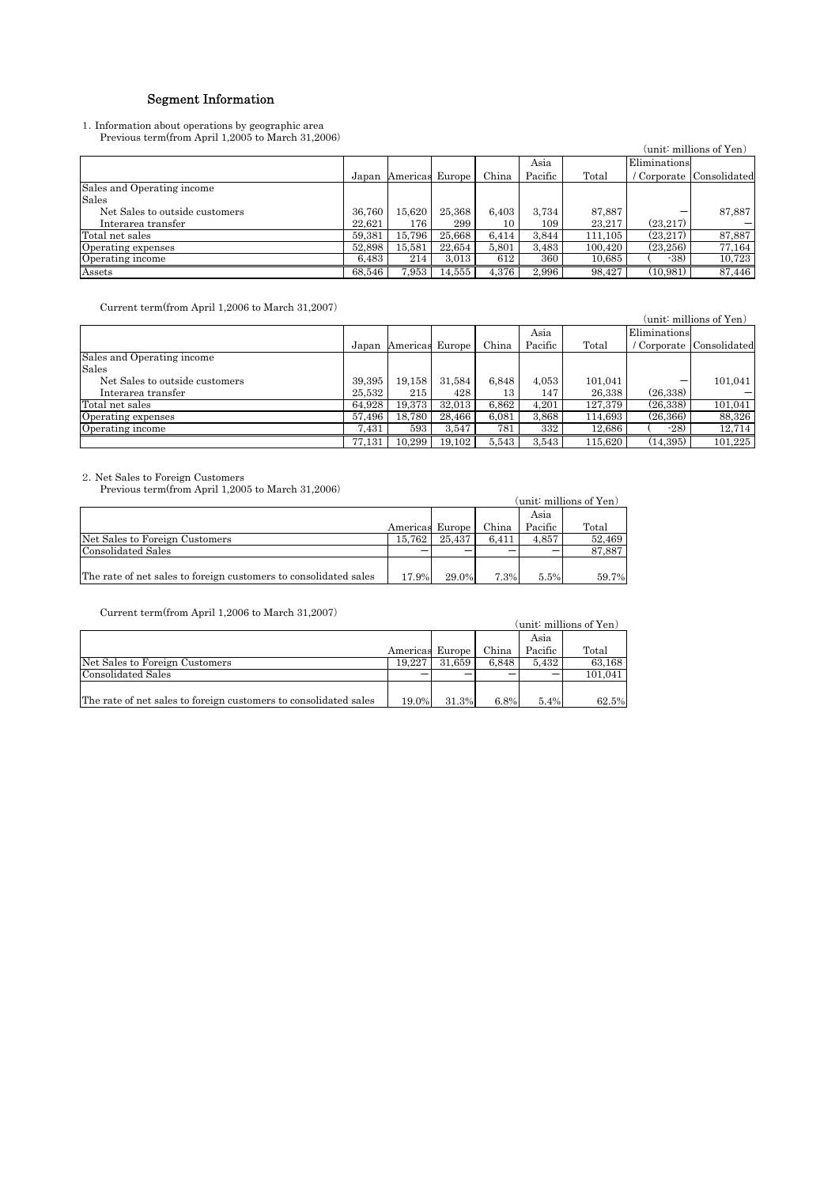# Segment Information

1. Information about operations by geographic area

Previous term(from April 1,2005 to March 31,2006)

(unit: millions of Yen)

| | Japan | Americas | Europe | China | Asia Pacific | Total | Eliminations / Corporate | Consolidated |
|---|---|---|---|---|---|---|---|---|
| Sales and Operating income | | | | | | | | |
| Sales | | | | | | | | |
| Net Sales to outside customers | 36,760 | 15,620 | 25,368 | 6,403 | 3,734 | 87,887 | ― | 87,887 |
| Interarea transfer | 22,621 | 176 | 299 | 10 | 109 | 23,217 | (23,217) | ― |
| Total net sales | 59,381 | 15,796 | 25,668 | 6,414 | 3,844 | 111,105 | (23,217) | 87,887 |
| Operating expenses | 52,898 | 15,581 | 22,654 | 5,801 | 3,483 | 100,420 | (23,256) | 77,164 |
| Operating income | 6,483 | 214 | 3,013 | 612 | 360 | 10,685 | ( -38) | 10,723 |
| Assets | 68,546 | 7,953 | 14,555 | 4,376 | 2,996 | 98,427 | (10,981) | 87,446 |

Current term(from April 1,2006 to March 31,2007)

(unit: millions of Yen)

| | Japan | Americas | Europe | China | Asia Pacific | Total | Eliminations / Corporate | Consolidated |
|---|---|---|---|---|---|---|---|---|
| Sales and Operating income | | | | | | | | |
| Sales | | | | | | | | |
| Net Sales to outside customers | 39,395 | 19,158 | 31,584 | 6,848 | 4,053 | 101,041 | ― | 101,041 |
| Interarea transfer | 25,532 | 215 | 428 | 13 | 147 | 26,338 | (26,338) | ― |
| Total net sales | 64,928 | 19,373 | 32,013 | 6,862 | 4,201 | 127,379 | (26,338) | 101,041 |
| Operating expenses | 57,496 | 18,780 | 28,466 | 6,081 | 3,868 | 114,693 | (26,366) | 88,326 |
| Operating income | 7,431 | 593 | 3,547 | 781 | 332 | 12,686 | ( -28) | 12,714 |
| | 77,131 | 10,299 | 19,102 | 5,543 | 3,543 | 115,620 | (14,395) | 101,225 |

2. Net Sales to Foreign Customers

Previous term(from April 1,2005 to March 31,2006)

(unit: millions of Yen)

| | Americas | Europe | China | Asia Pacific | Total |
|---|---|---|---|---|---|
| Net Sales to Foreign Customers | 15,762 | 25,437 | 6,411 | 4,857 | 52,469 |
| Consolidated Sales | ― | ― | ― | ― | 87,887 |
| The rate of net sales to foreign customers to consolidated sales | 17.9% | 29.0% | 7.3% | 5.5% | 59.7% |

Current term(from April 1,2006 to March 31,2007)

(unit: millions of Yen)

| | Americas | Europe | China | Asia Pacific | Total |
|---|---|---|---|---|---|
| Net Sales to Foreign Customers | 19,227 | 31,659 | 6,848 | 5,432 | 63,168 |
| Consolidated Sales | ― | ― | ― | ― | 101,041 |
| The rate of net sales to foreign customers to consolidated sales | 19.0% | 31.3% | 6.8% | 5.4% | 62.5% |